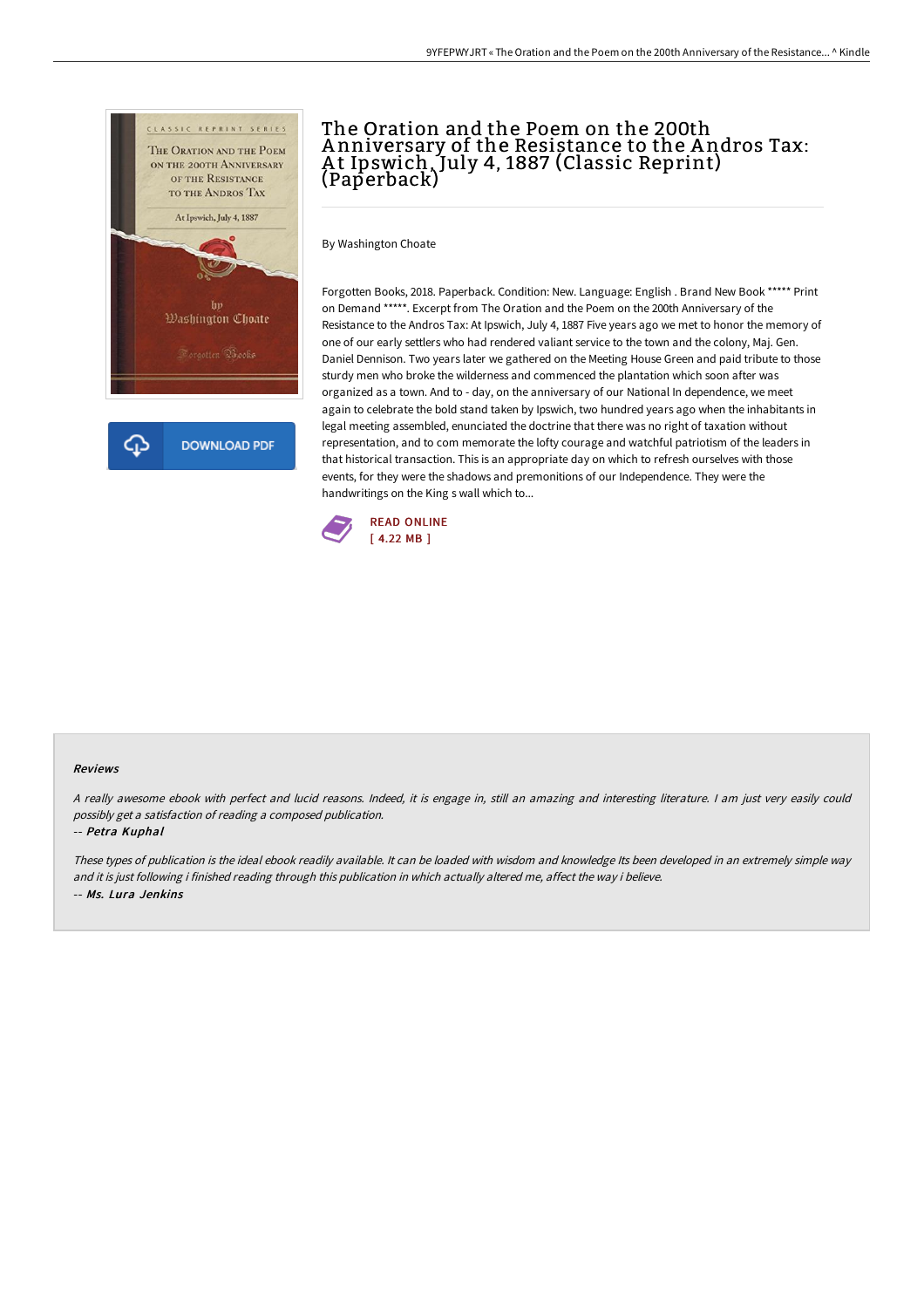# The Oration and the Poem on the 200th Anniversary of the Resistance to the Andros Tax: At Ipswich, July 4, 1887 (Classic Reprint) (Paperback)

By Washington Choate

Forgotten Books, 2018. Paperback. Condition: New. Language: English . Brand New Book ***** Print on Demand *****. Excerpt from The Oration and the Poem on the 200th Anniversary of the Resistance to the Andros Tax: At Ipswich, July 4, 1887 Five years ago we met to honor the memory of one of our early settlers who had rendered valiant service to the town and the colony, Maj. Gen. Daniel Dennison. Two years later we gathered on the Meeting House Green and paid tribute to those sturdy men who broke the wilderness and commenced the plantation which soon after was organized as a town. And to - day, on the anniversary of our National In dependence, we meet again to celebrate the bold stand taken by Ipswich, two hundred years ago when the inhabitants in legal meeting assembled, enunciated the doctrine that there was no right of taxation without representation, and to com memorate the lofty courage and watchful patriotism of the leaders in that historical transaction. This is an appropriate day on which to refresh ourselves with those events, for they were the shadows and premonitions of our Independence. They were the handwritings on the King s wall which to...

READ ONLINE
[ 4.22 MB ]

### Reviews

*A really awesome ebook with perfect and lucid reasons. Indeed, it is engage in, still an amazing and interesting literature. I am just very easily could possibly get a satisfaction of reading a composed publication.*

-- ***Petra Kuphal***

*These types of publication is the ideal ebook readily available. It can be loaded with wisdom and knowledge Its been developed in an extremely simple way and it is just following i finished reading through this publication in which actually altered me, affect the way i believe.*

-- ***Ms. Lura Jenkins***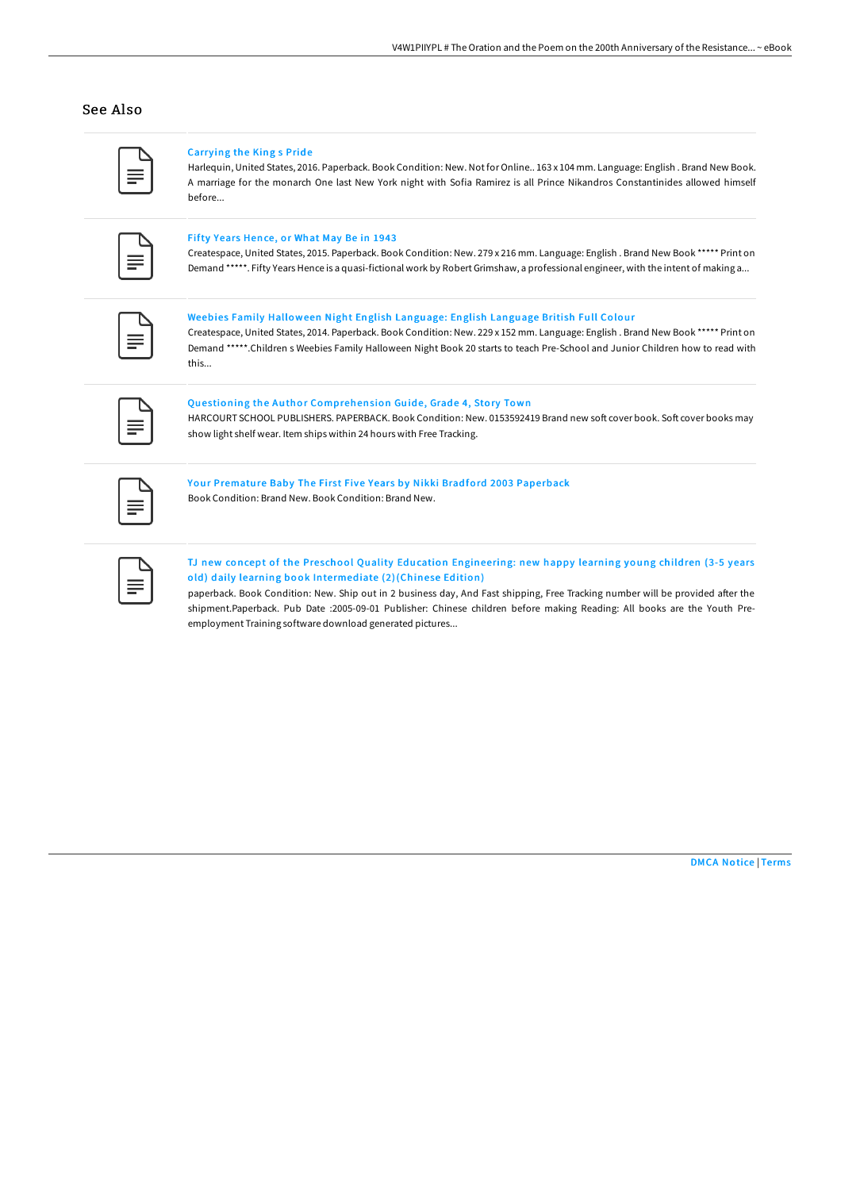## See Also

**Carrying the King s Pride**

Harlequin, United States, 2016. Paperback. Book Condition: New. Not for Online.. 163 x 104 mm. Language: English . Brand New Book. A marriage for the monarch One last New York night with Sofia Ramirez is all Prince Nikandros Constantinides allowed himself before...

**Fifty Years Hence, or What May Be in 1943**

Createspace, United States, 2015. Paperback. Book Condition: New. 279 x 216 mm. Language: English . Brand New Book ***** Print on Demand *****. Fifty Years Hence is a quasi-fictional work by Robert Grimshaw, a professional engineer, with the intent of making a...

**Weebies Family Halloween Night English Language: English Language British Full Colour**

Createspace, United States, 2014. Paperback. Book Condition: New. 229 x 152 mm. Language: English . Brand New Book ***** Print on Demand *****.Children s Weebies Family Halloween Night Book 20 starts to teach Pre-School and Junior Children how to read with this...

**Questioning the Author Comprehension Guide, Grade 4, Story Town**

HARCOURT SCHOOL PUBLISHERS. PAPERBACK. Book Condition: New. 0153592419 Brand new soft cover book. Soft cover books may show light shelf wear. Item ships within 24 hours with Free Tracking.

**Your Premature Baby The First Five Years by Nikki Bradford 2003 Paperback**

Book Condition: Brand New. Book Condition: Brand New.

**TJ new concept of the Preschool Quality Education Engineering: new happy learning young children (3-5 years old) daily learning book Intermediate (2)(Chinese Edition)**

paperback. Book Condition: New. Ship out in 2 business day, And Fast shipping, Free Tracking number will be provided after the shipment.Paperback. Pub Date :2005-09-01 Publisher: Chinese children before making Reading: All books are the Youth Pre-employment Training software download generated pictures...

DMCA Notice | Terms